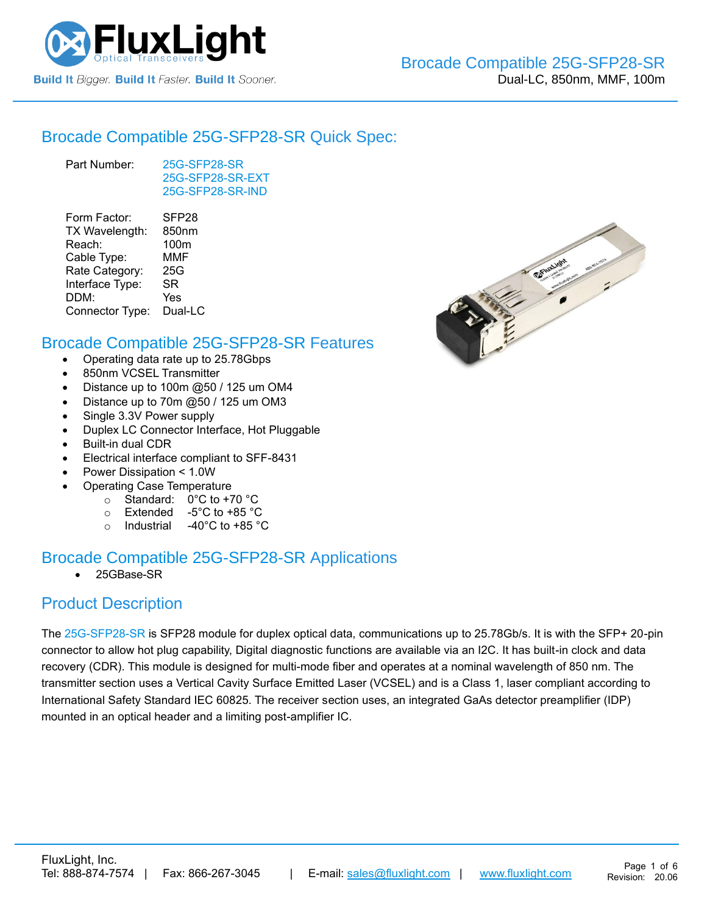# Brocade Compatible 25G-SFP28-SR

Dual-LC, 850nm, MMF, 100m

## Brocade Compatible 25G-SFP28-SR Quick Spec:

| | |
|---|---|
| Part Number: | 25G-SFP28-SR<br>25G-SFP28-SR-EXT<br>25G-SFP28-SR-IND |
| Form Factor: | SFP28 |
| TX Wavelength: | 850nm |
| Reach: | 100m |
| Cable Type: | MMF |
| Rate Category: | 25G |
| Interface Type: | SR |
| DDM: | Yes |
| Connector Type: | Dual-LC |

## Brocade Compatible 25G-SFP28-SR Features

- Operating data rate up to 25.78Gbps
- 850nm VCSEL Transmitter
- Distance up to 100m @50 / 125 um OM4
- Distance up to 70m @50 / 125 um OM3
- Single 3.3V Power supply
- Duplex LC Connector Interface, Hot Pluggable
- Built-in dual CDR
- Electrical interface compliant to SFF-8431
- Power Dissipation < 1.0W
- Operating Case Temperature
  - Standard: 0°C to +70 °C
  - Extended -5°C to +85 °C
  - Industrial -40°C to +85 °C

## Brocade Compatible 25G-SFP28-SR Applications

- 25GBase-SR

## Product Description

The 25G-SFP28-SR is SFP28 module for duplex optical data, communications up to 25.78Gb/s. It is with the SFP+ 20-pin connector to allow hot plug capability, Digital diagnostic functions are available via an I2C. It has built-in clock and data recovery (CDR). This module is designed for multi-mode fiber and operates at a nominal wavelength of 850 nm. The transmitter section uses a Vertical Cavity Surface Emitted Laser (VCSEL) and is a Class 1, laser compliant according to International Safety Standard IEC 60825. The receiver section uses, an integrated GaAs detector preamplifier (IDP) mounted in an optical header and a limiting post-amplifier IC.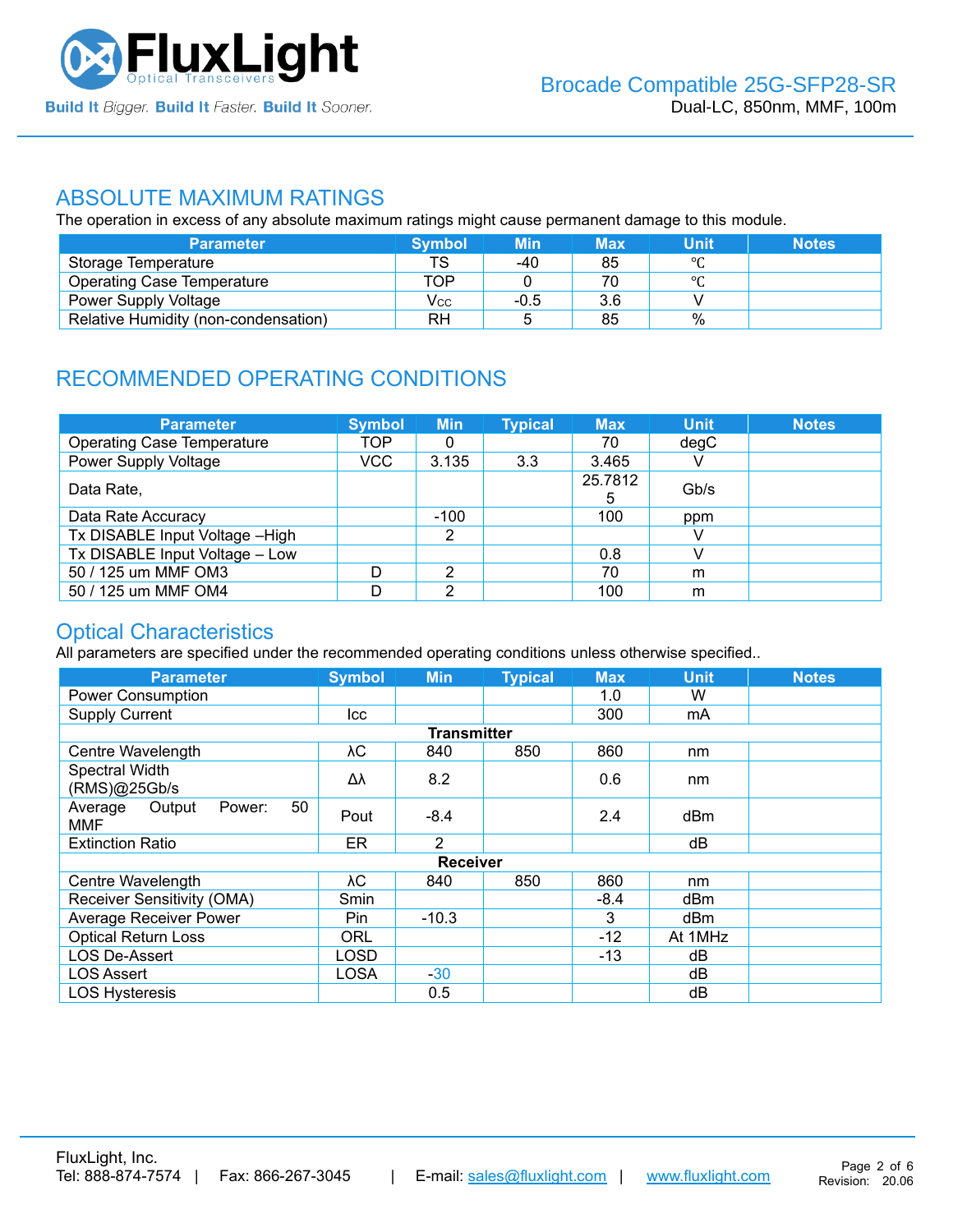## ABSOLUTE MAXIMUM RATINGS

The operation in excess of any absolute maximum ratings might cause permanent damage to this module.

| Parameter | Symbol | Min | Max | Unit | Notes |
|---|---|---|---|---|---|
| Storage Temperature | TS | -40 | 85 | ℃ | |
| Operating Case Temperature | TOP | 0 | 70 | ℃ | |
| Power Supply Voltage | $V_{CC}$ | -0.5 | 3.6 | V | |
| Relative Humidity (non-condensation) | RH | 5 | 85 | % | |

## RECOMMENDED OPERATING CONDITIONS

| Parameter | Symbol | Min | Typical | Max | Unit | Notes |
|---|---|---|---|---|---|---|
| Operating Case Temperature | TOP | 0 | | 70 | degC | |
| Power Supply Voltage | VCC | 3.135 | 3.3 | 3.465 | V | |
| Data Rate, | | | | 25.78125 | Gb/s | |
| Data Rate Accuracy | | -100 | | 100 | ppm | |
| Tx DISABLE Input Voltage –High | | 2 | | | V | |
| Tx DISABLE Input Voltage – Low | | | | 0.8 | V | |
| 50 / 125 um MMF OM3 | D | 2 | | 70 | m | |
| 50 / 125 um MMF OM4 | D | 2 | | 100 | m | |

## Optical Characteristics

All parameters are specified under the recommended operating conditions unless otherwise specified..

| Parameter | Symbol | Min | Typical | Max | Unit | Notes |
|---|---|---|---|---|---|---|
| Power Consumption | | | | 1.0 | W | |
| Supply Current | Icc | | | 300 | mA | |
| **Transmitter** | | | | | | |
| Centre Wavelength | λC | 840 | 850 | 860 | nm | |
| Spectral Width (RMS)@25Gb/s | Δλ | 8.2 | | 0.6 | nm | |
| Average Output Power: 50 MMF | Pout | -8.4 | | 2.4 | dBm | |
| Extinction Ratio | ER | 2 | | | dB | |
| **Receiver** | | | | | | |
| Centre Wavelength | λC | 840 | 850 | 860 | nm | |
| Receiver Sensitivity (OMA) | Smin | | | -8.4 | dBm | |
| Average Receiver Power | Pin | -10.3 | | 3 | dBm | |
| Optical Return Loss | ORL | | | -12 | At 1MHz | |
| LOS De-Assert | LOSD | | | -13 | dB | |
| LOS Assert | LOSA | -30 | | | dB | |
| LOS Hysteresis | | 0.5 | | | dB | |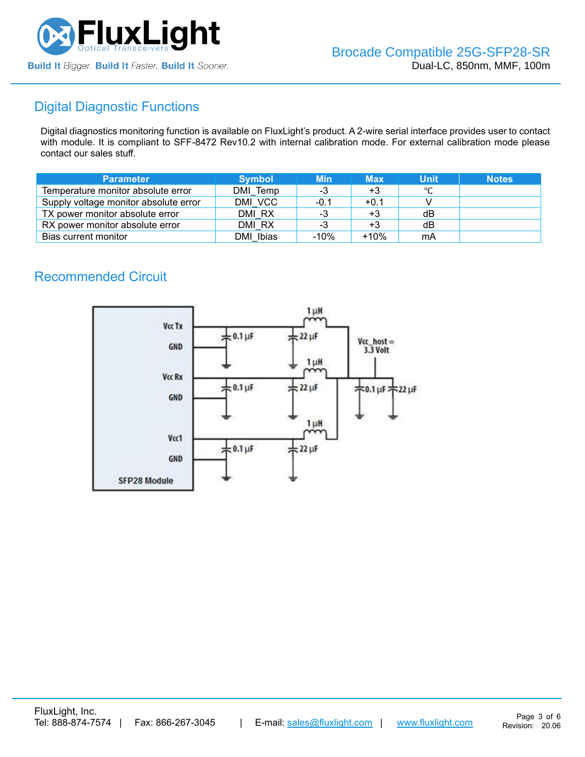## Digital Diagnostic Functions

Digital diagnostics monitoring function is available on FluxLight's product. A 2-wire serial interface provides user to contact with module. It is compliant to SFF-8472 Rev10.2 with internal calibration mode. For external calibration mode please contact our sales stuff.

| Parameter | Symbol | Min | Max | Unit | Notes |
|---|---|---|---|---|---|
| Temperature monitor absolute error | DMI_Temp | -3 | +3 | ℃ | |
| Supply voltage monitor absolute error | DMI_VCC | -0.1 | +0.1 | V | |
| TX power monitor absolute error | DMI_RX | -3 | +3 | dB | |
| RX power monitor absolute error | DMI_RX | -3 | +3 | dB | |
| Bias current monitor | DMI_Ibias | -10% | +10% | mA | |

## Recommended Circuit

SFP28 Module: Vcc Tx, GND, Vcc Rx, GND, Vcc1, GND — each Vcc with 0.1 µF and 22 µF to ground and 1 µH to Vcc_host = 3.3 Volt (with 0.1 µF and 22 µF to ground).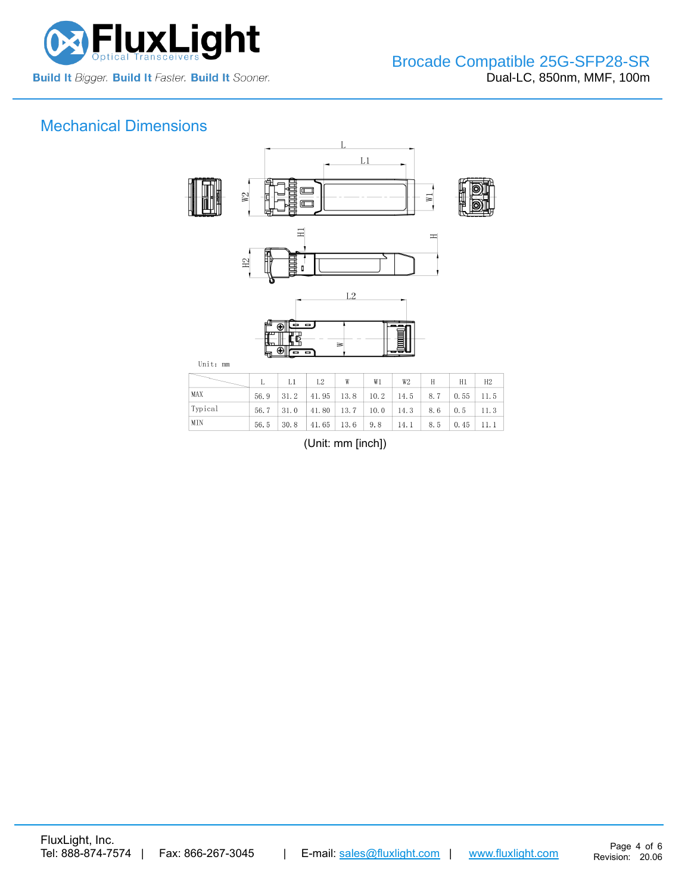## Mechanical Dimensions

Unit: mm

| | L | L1 | L2 | W | W1 | W2 | H | H1 | H2 |
|---|---|---|---|---|---|---|---|---|---|
| MAX | 56.9 | 31.2 | 41.95 | 13.8 | 10.2 | 14.5 | 8.7 | 0.55 | 11.5 |
| Typical | 56.7 | 31.0 | 41.80 | 13.7 | 10.0 | 14.3 | 8.6 | 0.5 | 11.3 |
| MIN | 56.5 | 30.8 | 41.65 | 13.6 | 9.8 | 14.1 | 8.5 | 0.45 | 11.1 |

(Unit: mm [inch])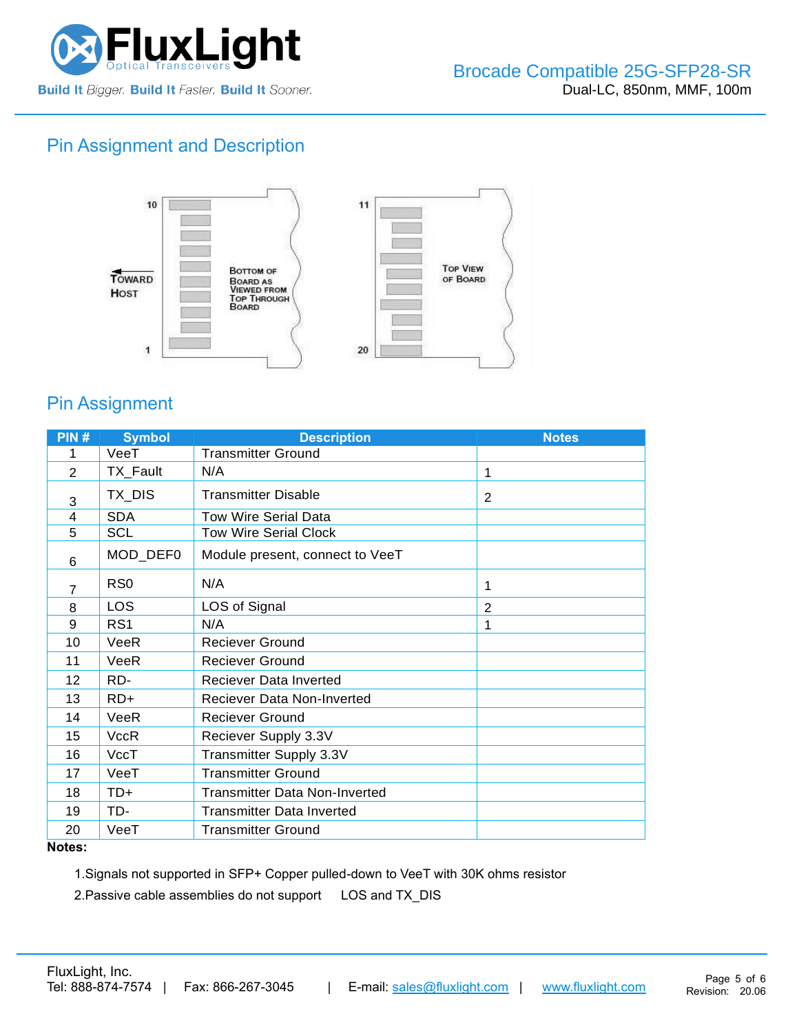## Pin Assignment and Description

10 — 1: Toward Host — Bottom of Board as Viewed from Top Through Board

11 — 20: Top View of Board

## Pin Assignment

| PIN # | Symbol | Description | Notes |
|---|---|---|---|
| 1 | VeeT | Transmitter Ground | |
| 2 | TX_Fault | N/A | 1 |
| 3 | TX_DIS | Transmitter Disable | 2 |
| 4 | SDA | Tow Wire Serial Data | |
| 5 | SCL | Tow Wire Serial Clock | |
| 6 | MOD_DEF0 | Module present, connect to VeeT | |
| 7 | RS0 | N/A | 1 |
| 8 | LOS | LOS of Signal | 2 |
| 9 | RS1 | N/A | 1 |
| 10 | VeeR | Reciever Ground | |
| 11 | VeeR | Reciever Ground | |
| 12 | RD- | Reciever Data Inverted | |
| 13 | RD+ | Reciever Data Non-Inverted | |
| 14 | VeeR | Reciever Ground | |
| 15 | VccR | Reciever Supply 3.3V | |
| 16 | VccT | Transmitter Supply 3.3V | |
| 17 | VeeT | Transmitter Ground | |
| 18 | TD+ | Transmitter Data Non-Inverted | |
| 19 | TD- | Transmitter Data Inverted | |
| 20 | VeeT | Transmitter Ground | |

**Notes:**

1. Signals not supported in SFP+ Copper pulled-down to VeeT with 30K ohms resistor
2. Passive cable assemblies do not support LOS and TX_DIS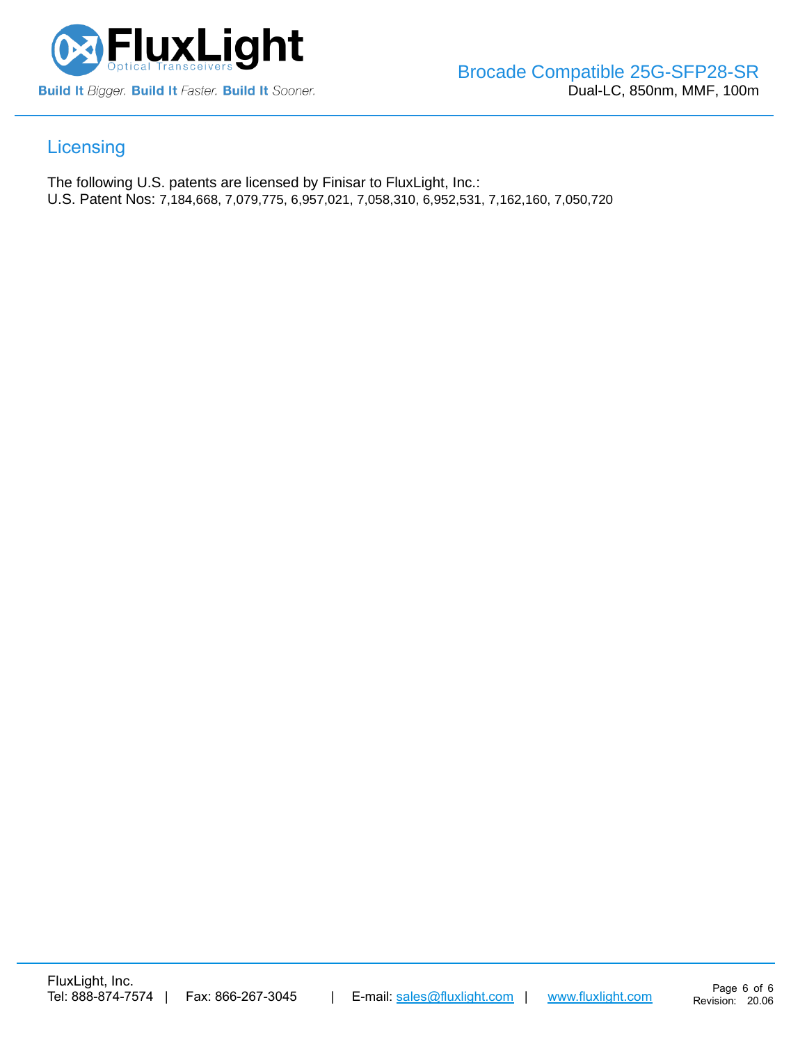## Licensing

The following U.S. patents are licensed by Finisar to FluxLight, Inc.:
U.S. Patent Nos: 7,184,668, 7,079,775, 6,957,021, 7,058,310, 6,952,531, 7,162,160, 7,050,720